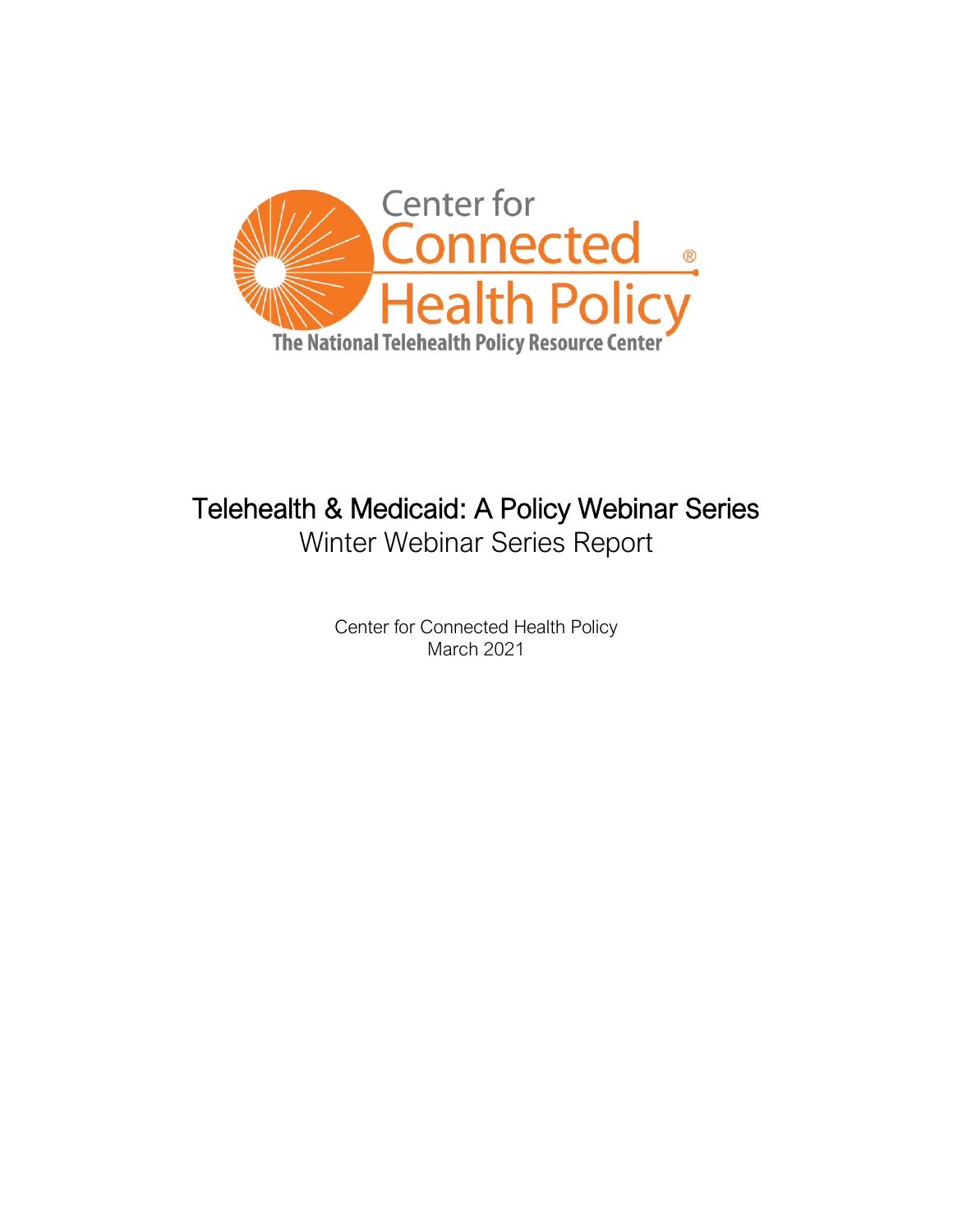Center for Connected Health Policy

The National Telehealth Policy Resource Center

# Telehealth & Medicaid: A Policy Webinar Series

## Winter Webinar Series Report

Center for Connected Health Policy
March 2021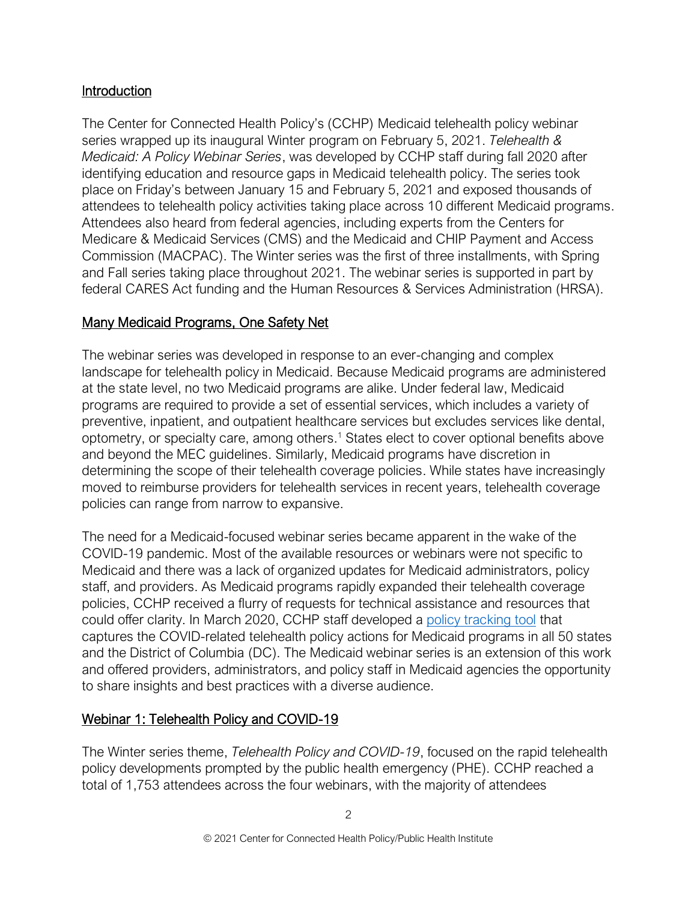## Introduction

The Center for Connected Health Policy's (CCHP) Medicaid telehealth policy webinar series wrapped up its inaugural Winter program on February 5, 2021. *Telehealth & Medicaid: A Policy Webinar Series*, was developed by CCHP staff during fall 2020 after identifying education and resource gaps in Medicaid telehealth policy. The series took place on Friday's between January 15 and February 5, 2021 and exposed thousands of attendees to telehealth policy activities taking place across 10 different Medicaid programs. Attendees also heard from federal agencies, including experts from the Centers for Medicare & Medicaid Services (CMS) and the Medicaid and CHIP Payment and Access Commission (MACPAC). The Winter series was the first of three installments, with Spring and Fall series taking place throughout 2021. The webinar series is supported in part by federal CARES Act funding and the Human Resources & Services Administration (HRSA).

## Many Medicaid Programs, One Safety Net

The webinar series was developed in response to an ever-changing and complex landscape for telehealth policy in Medicaid. Because Medicaid programs are administered at the state level, no two Medicaid programs are alike. Under federal law, Medicaid programs are required to provide a set of essential services, which includes a variety of preventive, inpatient, and outpatient healthcare services but excludes services like dental, optometry, or specialty care, among others.[1] States elect to cover optional benefits above and beyond the MEC guidelines. Similarly, Medicaid programs have discretion in determining the scope of their telehealth coverage policies. While states have increasingly moved to reimburse providers for telehealth services in recent years, telehealth coverage policies can range from narrow to expansive.

The need for a Medicaid-focused webinar series became apparent in the wake of the COVID-19 pandemic. Most of the available resources or webinars were not specific to Medicaid and there was a lack of organized updates for Medicaid administrators, policy staff, and providers. As Medicaid programs rapidly expanded their telehealth coverage policies, CCHP received a flurry of requests for technical assistance and resources that could offer clarity. In March 2020, CCHP staff developed a policy tracking tool that captures the COVID-related telehealth policy actions for Medicaid programs in all 50 states and the District of Columbia (DC). The Medicaid webinar series is an extension of this work and offered providers, administrators, and policy staff in Medicaid agencies the opportunity to share insights and best practices with a diverse audience.

## Webinar 1: Telehealth Policy and COVID-19

The Winter series theme, *Telehealth Policy and COVID-19*, focused on the rapid telehealth policy developments prompted by the public health emergency (PHE). CCHP reached a total of 1,753 attendees across the four webinars, with the majority of attendees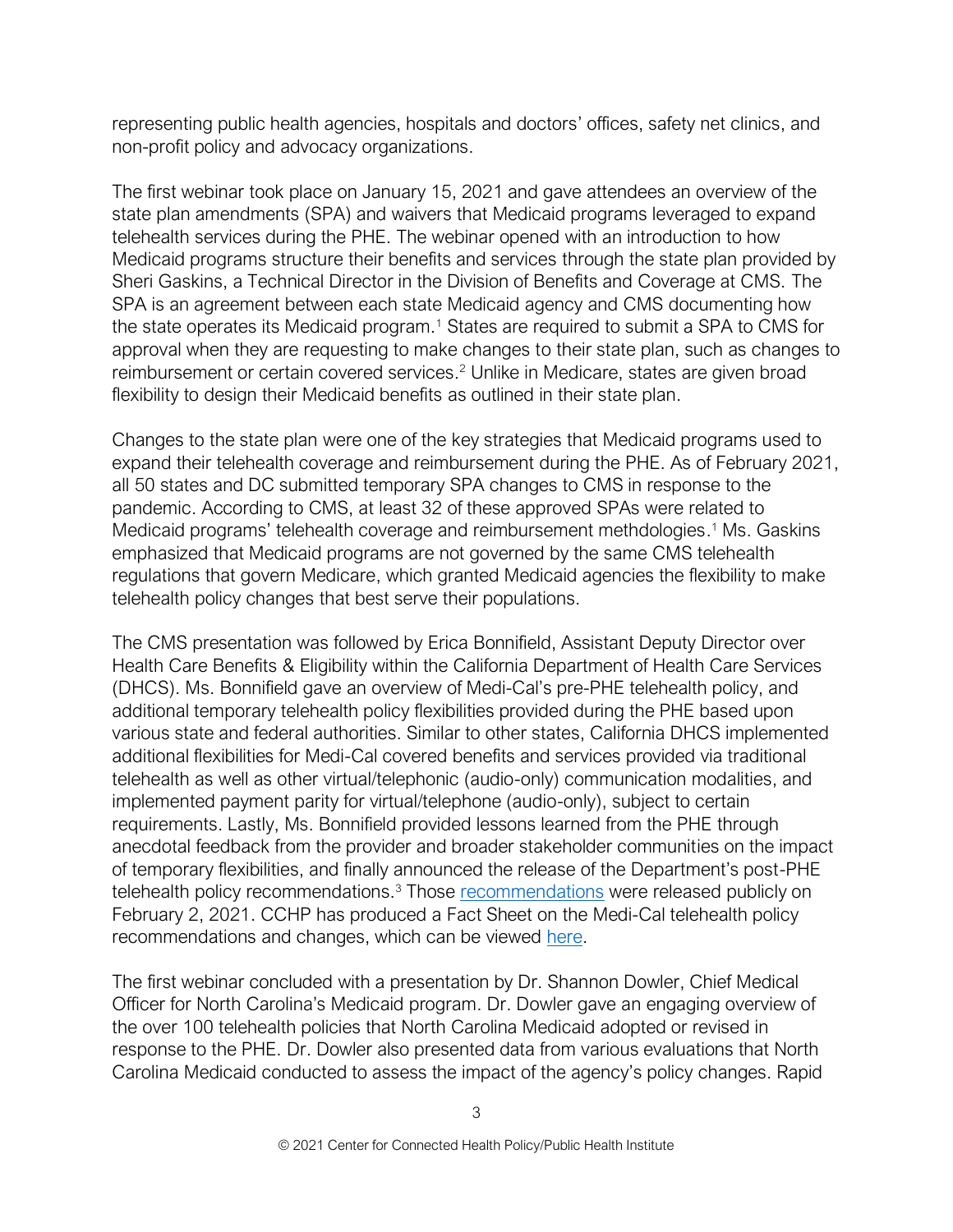representing public health agencies, hospitals and doctors' offices, safety net clinics, and non-profit policy and advocacy organizations.

The first webinar took place on January 15, 2021 and gave attendees an overview of the state plan amendments (SPA) and waivers that Medicaid programs leveraged to expand telehealth services during the PHE. The webinar opened with an introduction to how Medicaid programs structure their benefits and services through the state plan provided by Sheri Gaskins, a Technical Director in the Division of Benefits and Coverage at CMS. The SPA is an agreement between each state Medicaid agency and CMS documenting how the state operates its Medicaid program.[1] States are required to submit a SPA to CMS for approval when they are requesting to make changes to their state plan, such as changes to reimbursement or certain covered services.[2] Unlike in Medicare, states are given broad flexibility to design their Medicaid benefits as outlined in their state plan.

Changes to the state plan were one of the key strategies that Medicaid programs used to expand their telehealth coverage and reimbursement during the PHE. As of February 2021, all 50 states and DC submitted temporary SPA changes to CMS in response to the pandemic. According to CMS, at least 32 of these approved SPAs were related to Medicaid programs' telehealth coverage and reimbursement methdologies.[1] Ms. Gaskins emphasized that Medicaid programs are not governed by the same CMS telehealth regulations that govern Medicare, which granted Medicaid agencies the flexibility to make telehealth policy changes that best serve their populations.

The CMS presentation was followed by Erica Bonnifield, Assistant Deputy Director over Health Care Benefits & Eligibility within the California Department of Health Care Services (DHCS). Ms. Bonnifield gave an overview of Medi-Cal's pre-PHE telehealth policy, and additional temporary telehealth policy flexibilities provided during the PHE based upon various state and federal authorities. Similar to other states, California DHCS implemented additional flexibilities for Medi-Cal covered benefits and services provided via traditional telehealth as well as other virtual/telephonic (audio-only) communication modalities, and implemented payment parity for virtual/telephone (audio-only), subject to certain requirements. Lastly, Ms. Bonnifield provided lessons learned from the PHE through anecdotal feedback from the provider and broader stakeholder communities on the impact of temporary flexibilities, and finally announced the release of the Department's post-PHE telehealth policy recommendations.[3] Those recommendations were released publicly on February 2, 2021. CCHP has produced a Fact Sheet on the Medi-Cal telehealth policy recommendations and changes, which can be viewed here.

The first webinar concluded with a presentation by Dr. Shannon Dowler, Chief Medical Officer for North Carolina's Medicaid program. Dr. Dowler gave an engaging overview of the over 100 telehealth policies that North Carolina Medicaid adopted or revised in response to the PHE. Dr. Dowler also presented data from various evaluations that North Carolina Medicaid conducted to assess the impact of the agency's policy changes. Rapid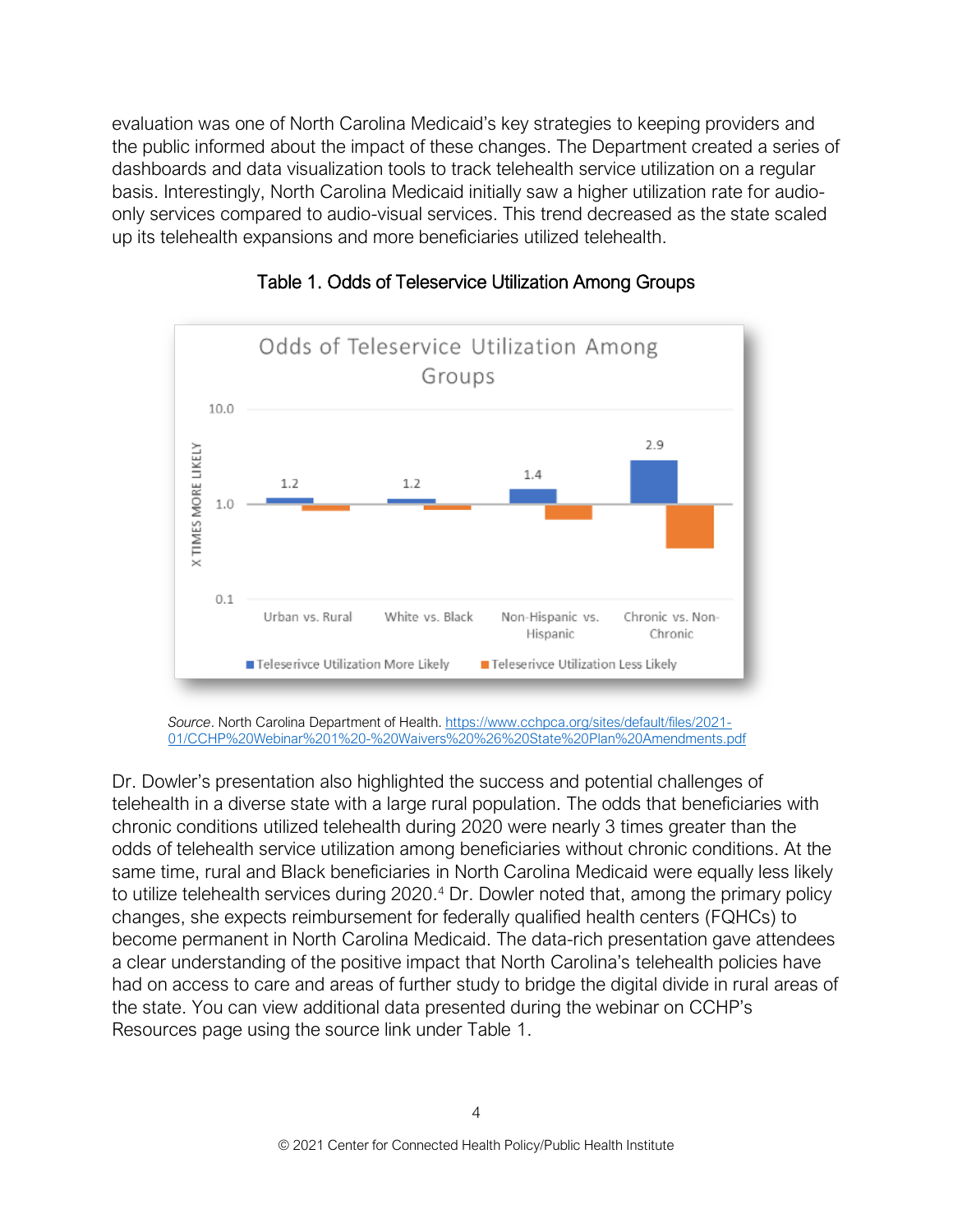evaluation was one of North Carolina Medicaid's key strategies to keeping providers and the public informed about the impact of these changes. The Department created a series of dashboards and data visualization tools to track telehealth service utilization on a regular basis. Interestingly, North Carolina Medicaid initially saw a higher utilization rate for audio-only services compared to audio-visual services. This trend decreased as the state scaled up its telehealth expansions and more beneficiaries utilized telehealth.

Table 1. Odds of Teleservice Utilization Among Groups

*Source*. North Carolina Department of Health. https://www.cchpca.org/sites/default/files/2021-01/CCHP%20Webinar%201%20-%20Waivers%20%26%20State%20Plan%20Amendments.pdf

Dr. Dowler's presentation also highlighted the success and potential challenges of telehealth in a diverse state with a large rural population. The odds that beneficiaries with chronic conditions utilized telehealth during 2020 were nearly 3 times greater than the odds of telehealth service utilization among beneficiaries without chronic conditions. At the same time, rural and Black beneficiaries in North Carolina Medicaid were equally less likely to utilize telehealth services during 2020.[4] Dr. Dowler noted that, among the primary policy changes, she expects reimbursement for federally qualified health centers (FQHCs) to become permanent in North Carolina Medicaid. The data-rich presentation gave attendees a clear understanding of the positive impact that North Carolina's telehealth policies have had on access to care and areas of further study to bridge the digital divide in rural areas of the state. You can view additional data presented during the webinar on CCHP's Resources page using the source link under Table 1.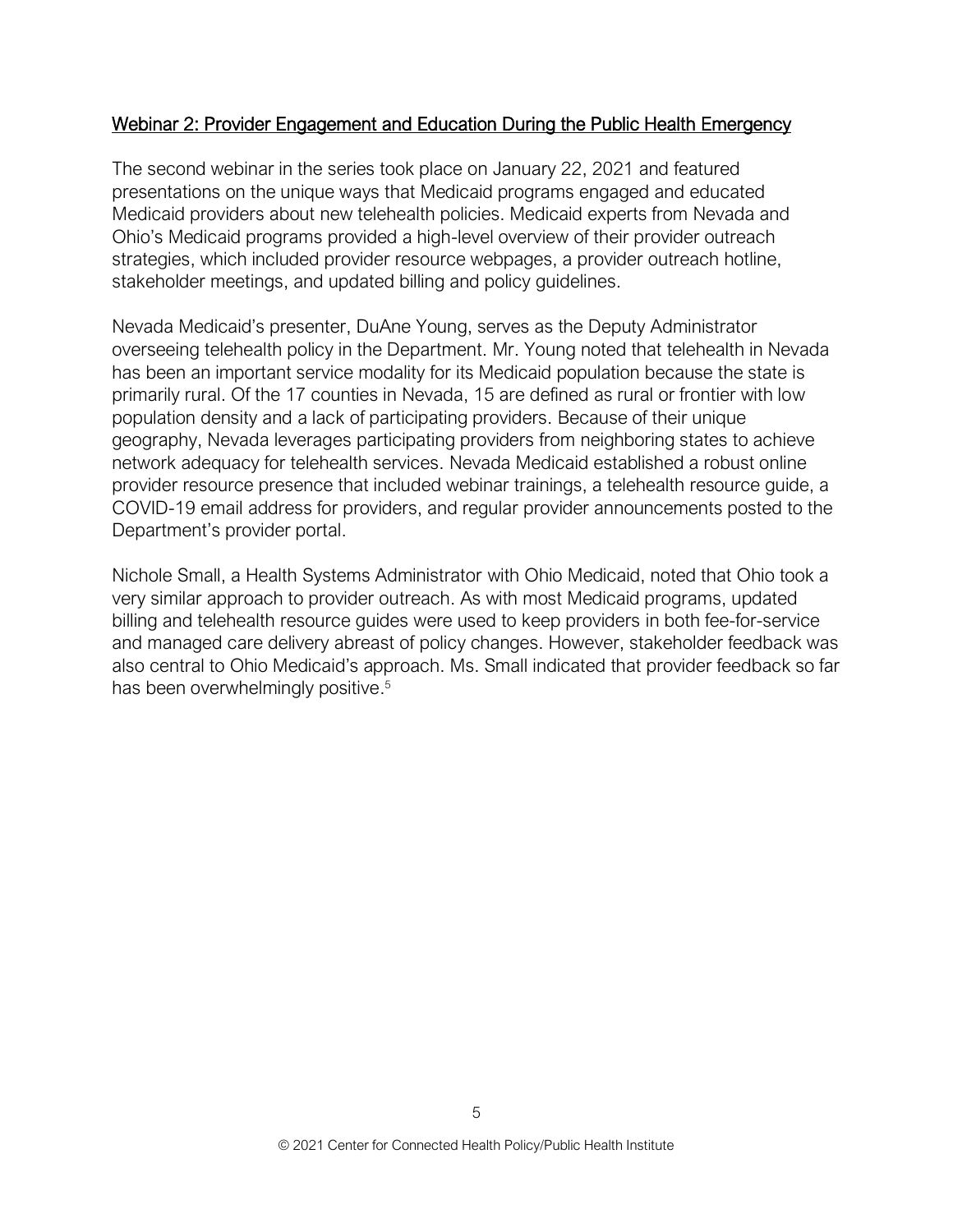## Webinar 2: Provider Engagement and Education During the Public Health Emergency

The second webinar in the series took place on January 22, 2021 and featured presentations on the unique ways that Medicaid programs engaged and educated Medicaid providers about new telehealth policies. Medicaid experts from Nevada and Ohio's Medicaid programs provided a high-level overview of their provider outreach strategies, which included provider resource webpages, a provider outreach hotline, stakeholder meetings, and updated billing and policy guidelines.

Nevada Medicaid's presenter, DuAne Young, serves as the Deputy Administrator overseeing telehealth policy in the Department. Mr. Young noted that telehealth in Nevada has been an important service modality for its Medicaid population because the state is primarily rural. Of the 17 counties in Nevada, 15 are defined as rural or frontier with low population density and a lack of participating providers. Because of their unique geography, Nevada leverages participating providers from neighboring states to achieve network adequacy for telehealth services. Nevada Medicaid established a robust online provider resource presence that included webinar trainings, a telehealth resource guide, a COVID-19 email address for providers, and regular provider announcements posted to the Department's provider portal.

Nichole Small, a Health Systems Administrator with Ohio Medicaid, noted that Ohio took a very similar approach to provider outreach. As with most Medicaid programs, updated billing and telehealth resource guides were used to keep providers in both fee-for-service and managed care delivery abreast of policy changes. However, stakeholder feedback was also central to Ohio Medicaid's approach. Ms. Small indicated that provider feedback so far has been overwhelmingly positive.[5]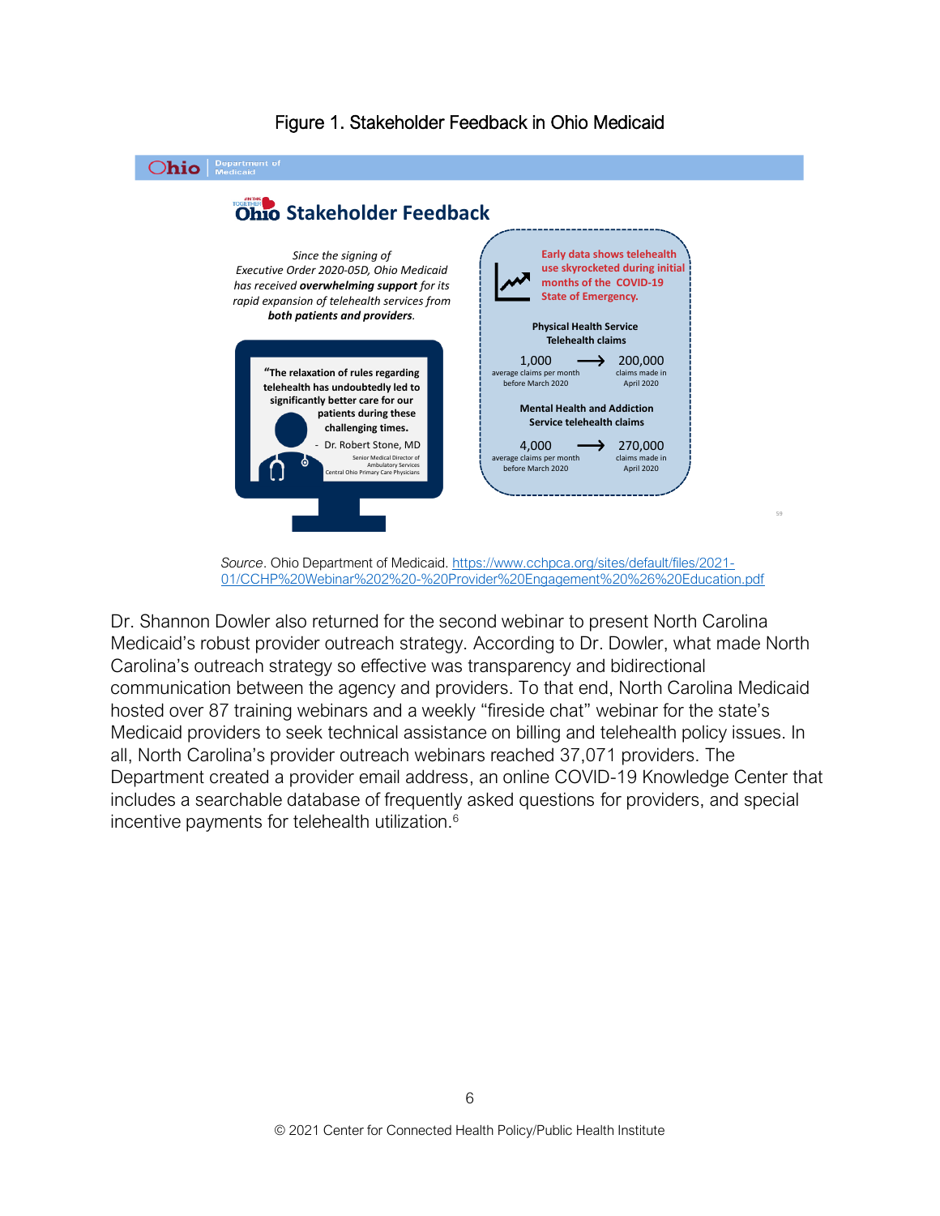Figure 1. Stakeholder Feedback in Ohio Medicaid

**Ohio** | Department of Medicaid

## Ohio Stakeholder Feedback

*Since the signing of Executive Order 2020-05D, Ohio Medicaid has received **overwhelming support** for its rapid expansion of telehealth services from **both patients and providers**.*

**"The relaxation of rules regarding telehealth has undoubtedly led to significantly better care for our patients during these challenging times.**

- Dr. Robert Stone, MD
Senior Medical Director of Ambulatory Services
Central Ohio Primary Care Physicians

**Early data shows telehealth use skyrocketed during initial months of the COVID-19 State of Emergency.**

**Physical Health Service Telehealth claims**

1,000 (average claims per month before March 2020) ⟶ 200,000 (claims made in April 2020)

**Mental Health and Addiction Service telehealth claims**

4,000 (average claims per month before March 2020) ⟶ 270,000 (claims made in April 2020)

*Source*. Ohio Department of Medicaid. https://www.cchpca.org/sites/default/files/2021-01/CCHP%20Webinar%202%20-%20Provider%20Engagement%20%26%20Education.pdf

Dr. Shannon Dowler also returned for the second webinar to present North Carolina Medicaid's robust provider outreach strategy. According to Dr. Dowler, what made North Carolina's outreach strategy so effective was transparency and bidirectional communication between the agency and providers. To that end, North Carolina Medicaid hosted over 87 training webinars and a weekly "fireside chat" webinar for the state's Medicaid providers to seek technical assistance on billing and telehealth policy issues. In all, North Carolina's provider outreach webinars reached 37,071 providers. The Department created a provider email address, an online COVID-19 Knowledge Center that includes a searchable database of frequently asked questions for providers, and special incentive payments for telehealth utilization.[6]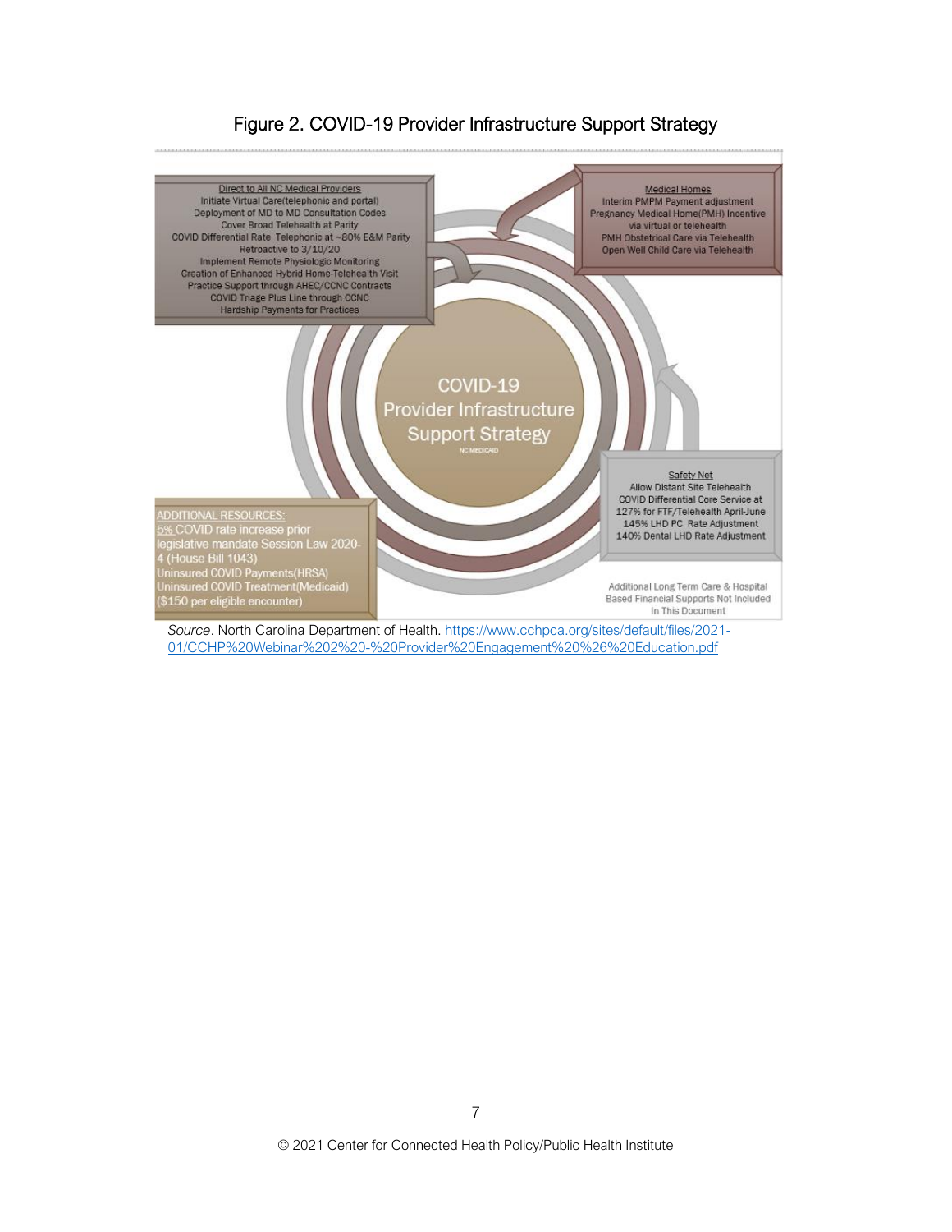## Figure 2. COVID-19 Provider Infrastructure Support Strategy

**Direct to All NC Medical Providers**
Initiate Virtual Care(telephonic and portal)
Deployment of MD to MD Consultation Codes
Cover Broad Telehealth at Parity
COVID Differential Rate Telephonic at ~80% E&M Parity
Retroactive to 3/10/20
Implement Remote Physiologic Monitoring
Creation of Enhanced Hybrid Home-Telehealth Visit
Practice Support through AHEC/CCNC Contracts
COVID Triage Plus Line through CCNC
Hardship Payments for Practices

**Medical Homes**
Interim PMPM Payment adjustment
Pregnancy Medical Home(PMH) Incentive via virtual or telehealth
PMH Obstetrical Care via Telehealth
Open Well Child Care via Telehealth

COVID-19 Provider Infrastructure Support Strategy
NC MEDICAID

**Safety Net**
Allow Distant Site Telehealth
COVID Differential Core Service at 127% for FTF/Telehealth April-June
145% LHD PC Rate Adjustment
140% Dental LHD Rate Adjustment

**ADDITIONAL RESOURCES:**
5% COVID rate increase prior legislative mandate Session Law 2020-4 (House Bill 1043)
Uninsured COVID Payments(HRSA)
Uninsured COVID Treatment(Medicaid) ($150 per eligible encounter)

Additional Long Term Care & Hospital Based Financial Supports Not Included In This Document

*Source*. North Carolina Department of Health. https://www.cchpca.org/sites/default/files/2021-01/CCHP%20Webinar%202%20-%20Provider%20Engagement%20%26%20Education.pdf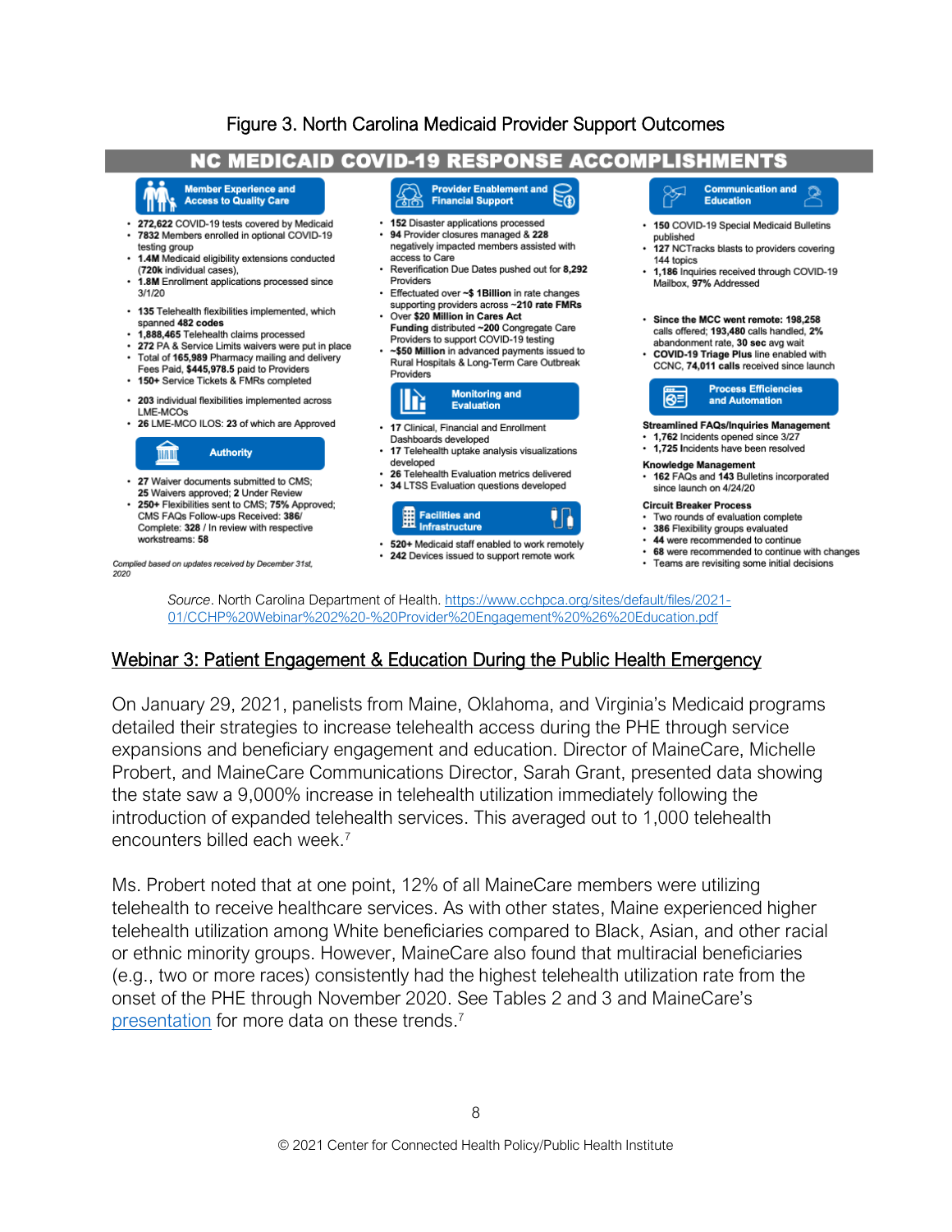Figure 3. North Carolina Medicaid Provider Support Outcomes

**NC MEDICAID COVID-19 RESPONSE ACCOMPLISHMENTS**

**Member Experience and Access to Quality Care**

- **272,622** COVID-19 tests covered by Medicaid
- **7832** Members enrolled in optional COVID-19 testing group
- **1.4M** Medicaid eligibility extensions conducted (**720k** individual cases),
- **1.8M** Enrollment applications processed since 3/1/20

- **135** Telehealth flexibilities implemented, which spanned **482 codes**
- **1,888,465** Telehealth claims processed
- **272** PA & Service Limits waivers were put in place
- Total of **165,989** Pharmacy mailing and delivery Fees Paid, **$445,978.5** paid to Providers
- **150+** Service Tickets & FMRs completed

- **203** individual flexibilities implemented across LME-MCOs
- **26** LME-MCO ILOS: **23** of which are Approved

**Authority**

- **27** Waiver documents submitted to CMS; **25** Waivers approved; **2** Under Review
- **250+** Flexibilities sent to CMS; **75%** Approved; CMS FAQs Follow-ups Received: **386**/ Complete: **328** / In review with respective workstreams: **58**

*Complied based on updates received by December 31st, 2020*

**Provider Enablement and Financial Support**

- **152** Disaster applications processed
- **94** Provider closures managed & **228** negatively impacted members assisted with access to Care
- Reverification Due Dates pushed out for **8,292** Providers
- Effectuated over **~$ 1Billion** in rate changes supporting providers across **~210 rate FMRs**
- Over **$20 Million** in **Cares Act Funding** distributed **~200** Congregate Care Providers to support COVID-19 testing
- **~$50 Million** in advanced payments issued to Rural Hospitals & Long-Term Care Outbreak Providers

**Monitoring and Evaluation**

- **17** Clinical, Financial and Enrollment Dashboards developed
- **17** Telehealth uptake analysis visualizations developed
- **26** Telehealth Evaluation metrics delivered
- **34** LTSS Evaluation questions developed

**Facilities and Infrastructure**

- **520+** Medicaid staff enabled to work remotely
- **242** Devices issued to support remote work

**Communication and Education**

- **150** COVID-19 Special Medicaid Bulletins published
- **127** NCTracks blasts to providers covering 144 topics
- **1,186** Inquiries received through COVID-19 Mailbox, **97%** Addressed

- **Since the MCC went remote: 198,258** calls offered; **193,480** calls handled, **2%** abandonment rate, **30 sec** avg wait
- **COVID-19 Triage Plus** line enabled with CCNC, **74,011 calls** received since launch

**Process Efficiencies and Automation**

**Streamlined FAQs/Inquiries Management**
- **1,762** Incidents opened since 3/27
- **1,725** Incidents have been resolved

**Knowledge Management**
- **162** FAQs and **143** Bulletins incorporated since launch on 4/24/20

**Circuit Breaker Process**
- Two rounds of evaluation complete
- **386** Flexibility groups evaluated
- **44** were recommended to continue
- **68** were recommended to continue with changes
- Teams are revisiting some initial decisions

*Source*. North Carolina Department of Health. https://www.cchpca.org/sites/default/files/2021-01/CCHP%20Webinar%202%20-%20Provider%20Engagement%20%26%20Education.pdf

## Webinar 3: Patient Engagement & Education During the Public Health Emergency

On January 29, 2021, panelists from Maine, Oklahoma, and Virginia's Medicaid programs detailed their strategies to increase telehealth access during the PHE through service expansions and beneficiary engagement and education. Director of MaineCare, Michelle Probert, and MaineCare Communications Director, Sarah Grant, presented data showing the state saw a 9,000% increase in telehealth utilization immediately following the introduction of expanded telehealth services. This averaged out to 1,000 telehealth encounters billed each week.[7]

Ms. Probert noted that at one point, 12% of all MaineCare members were utilizing telehealth to receive healthcare services. As with other states, Maine experienced higher telehealth utilization among White beneficiaries compared to Black, Asian, and other racial or ethnic minority groups. However, MaineCare also found that multiracial beneficiaries (e.g., two or more races) consistently had the highest telehealth utilization rate from the onset of the PHE through November 2020. See Tables 2 and 3 and MaineCare's presentation for more data on these trends.[7]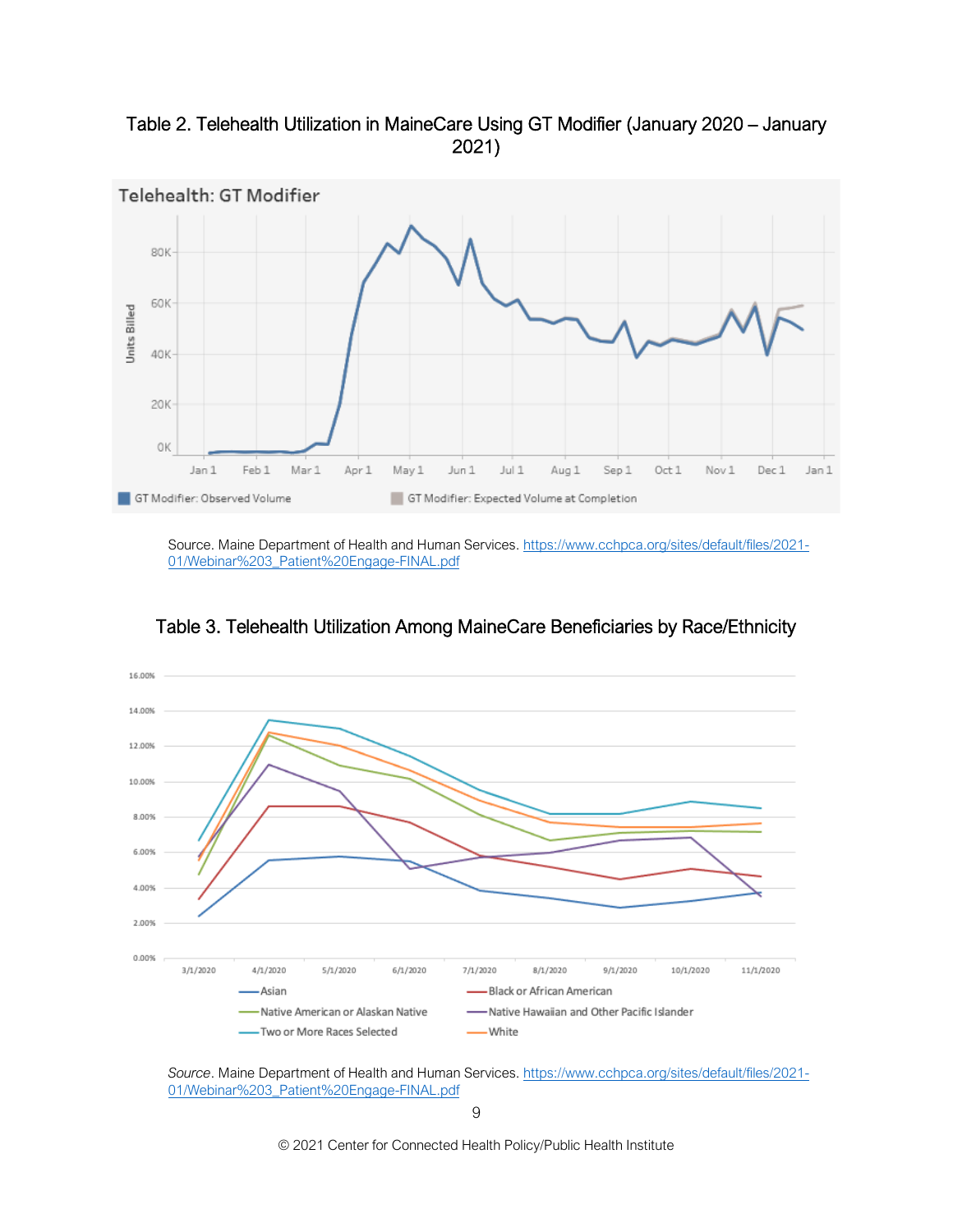Table 2. Telehealth Utilization in MaineCare Using GT Modifier (January 2020 – January 2021)

Source. Maine Department of Health and Human Services. https://www.cchpca.org/sites/default/files/2021-01/Webinar%203_Patient%20Engage-FINAL.pdf

Table 3. Telehealth Utilization Among MaineCare Beneficiaries by Race/Ethnicity

*Source*. Maine Department of Health and Human Services. https://www.cchpca.org/sites/default/files/2021-01/Webinar%203_Patient%20Engage-FINAL.pdf

© 2021 Center for Connected Health Policy/Public Health Institute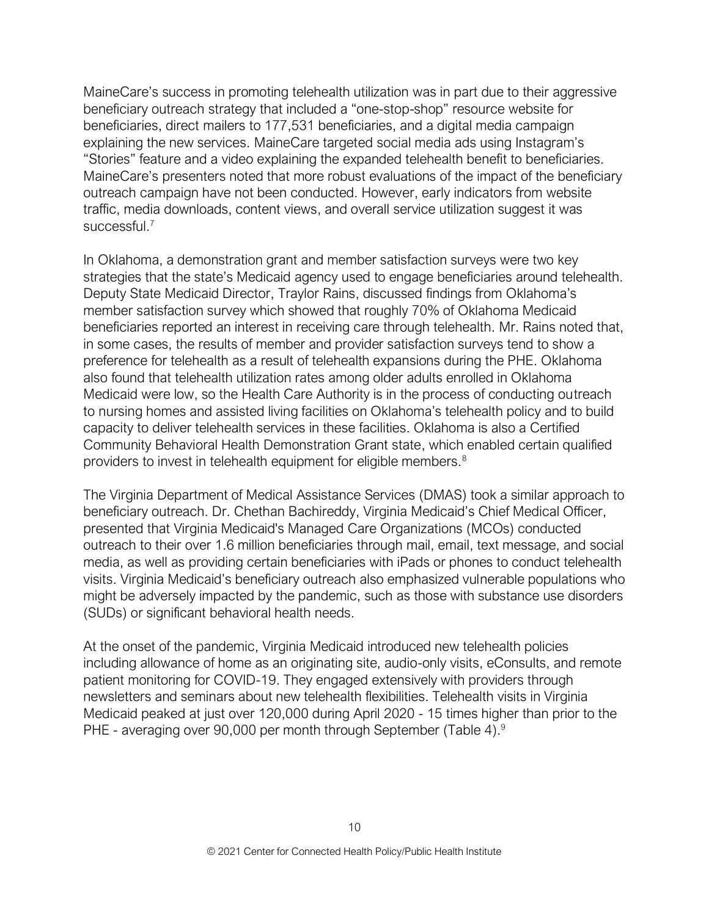MaineCare's success in promoting telehealth utilization was in part due to their aggressive beneficiary outreach strategy that included a "one-stop-shop" resource website for beneficiaries, direct mailers to 177,531 beneficiaries, and a digital media campaign explaining the new services. MaineCare targeted social media ads using Instagram's "Stories" feature and a video explaining the expanded telehealth benefit to beneficiaries. MaineCare's presenters noted that more robust evaluations of the impact of the beneficiary outreach campaign have not been conducted. However, early indicators from website traffic, media downloads, content views, and overall service utilization suggest it was successful.[7]

In Oklahoma, a demonstration grant and member satisfaction surveys were two key strategies that the state's Medicaid agency used to engage beneficiaries around telehealth. Deputy State Medicaid Director, Traylor Rains, discussed findings from Oklahoma's member satisfaction survey which showed that roughly 70% of Oklahoma Medicaid beneficiaries reported an interest in receiving care through telehealth. Mr. Rains noted that, in some cases, the results of member and provider satisfaction surveys tend to show a preference for telehealth as a result of telehealth expansions during the PHE. Oklahoma also found that telehealth utilization rates among older adults enrolled in Oklahoma Medicaid were low, so the Health Care Authority is in the process of conducting outreach to nursing homes and assisted living facilities on Oklahoma's telehealth policy and to build capacity to deliver telehealth services in these facilities. Oklahoma is also a Certified Community Behavioral Health Demonstration Grant state, which enabled certain qualified providers to invest in telehealth equipment for eligible members.[8]

The Virginia Department of Medical Assistance Services (DMAS) took a similar approach to beneficiary outreach. Dr. Chethan Bachireddy, Virginia Medicaid's Chief Medical Officer, presented that Virginia Medicaid's Managed Care Organizations (MCOs) conducted outreach to their over 1.6 million beneficiaries through mail, email, text message, and social media, as well as providing certain beneficiaries with iPads or phones to conduct telehealth visits. Virginia Medicaid's beneficiary outreach also emphasized vulnerable populations who might be adversely impacted by the pandemic, such as those with substance use disorders (SUDs) or significant behavioral health needs.

At the onset of the pandemic, Virginia Medicaid introduced new telehealth policies including allowance of home as an originating site, audio-only visits, eConsults, and remote patient monitoring for COVID-19. They engaged extensively with providers through newsletters and seminars about new telehealth flexibilities. Telehealth visits in Virginia Medicaid peaked at just over 120,000 during April 2020 - 15 times higher than prior to the PHE - averaging over 90,000 per month through September (Table 4).[9]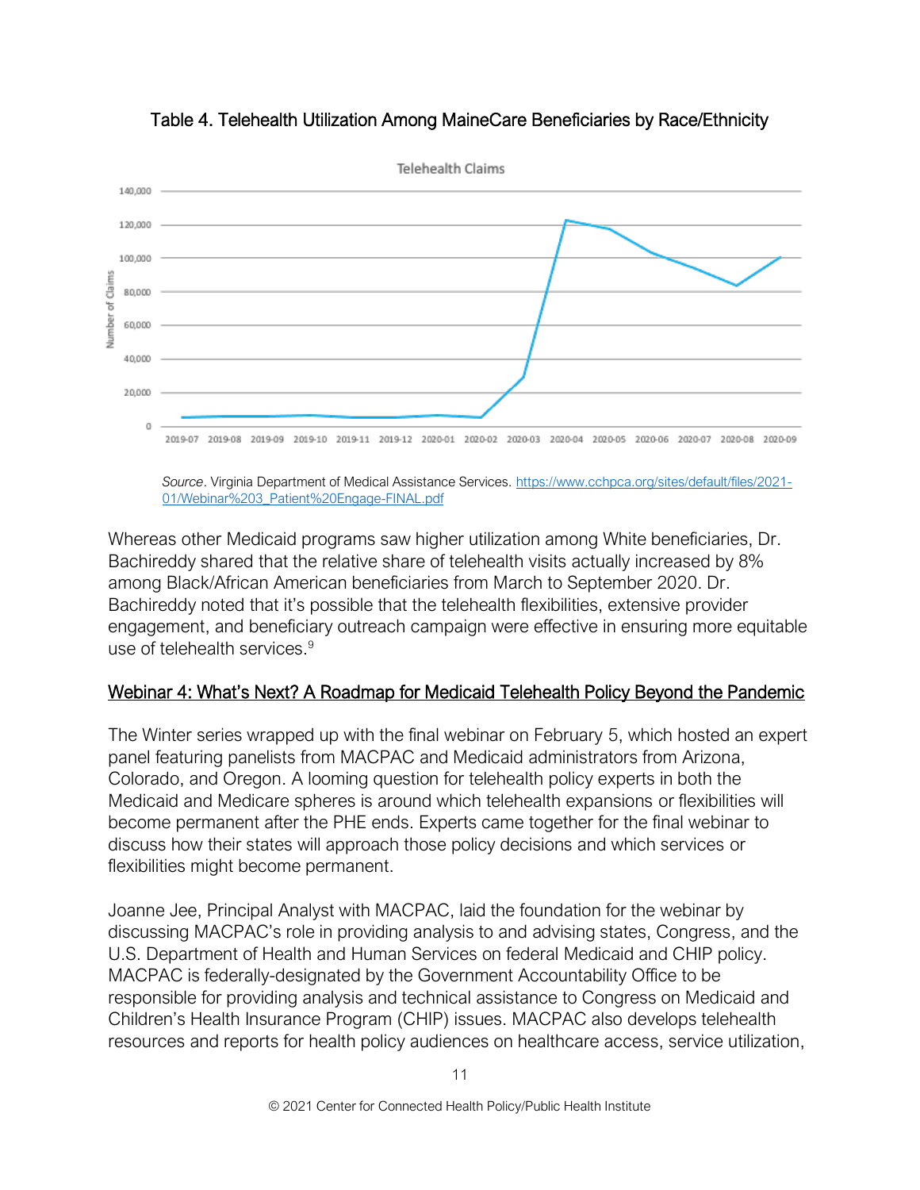Table 4. Telehealth Utilization Among MaineCare Beneficiaries by Race/Ethnicity

*Source*. Virginia Department of Medical Assistance Services. https://www.cchpca.org/sites/default/files/2021-01/Webinar%203_Patient%20Engage-FINAL.pdf

Whereas other Medicaid programs saw higher utilization among White beneficiaries, Dr. Bachireddy shared that the relative share of telehealth visits actually increased by 8% among Black/African American beneficiaries from March to September 2020. Dr. Bachireddy noted that it's possible that the telehealth flexibilities, extensive provider engagement, and beneficiary outreach campaign were effective in ensuring more equitable use of telehealth services.[9]

## Webinar 4: What's Next? A Roadmap for Medicaid Telehealth Policy Beyond the Pandemic

The Winter series wrapped up with the final webinar on February 5, which hosted an expert panel featuring panelists from MACPAC and Medicaid administrators from Arizona, Colorado, and Oregon. A looming question for telehealth policy experts in both the Medicaid and Medicare spheres is around which telehealth expansions or flexibilities will become permanent after the PHE ends. Experts came together for the final webinar to discuss how their states will approach those policy decisions and which services or flexibilities might become permanent.

Joanne Jee, Principal Analyst with MACPAC, laid the foundation for the webinar by discussing MACPAC's role in providing analysis to and advising states, Congress, and the U.S. Department of Health and Human Services on federal Medicaid and CHIP policy. MACPAC is federally-designated by the Government Accountability Office to be responsible for providing analysis and technical assistance to Congress on Medicaid and Children's Health Insurance Program (CHIP) issues. MACPAC also develops telehealth resources and reports for health policy audiences on healthcare access, service utilization,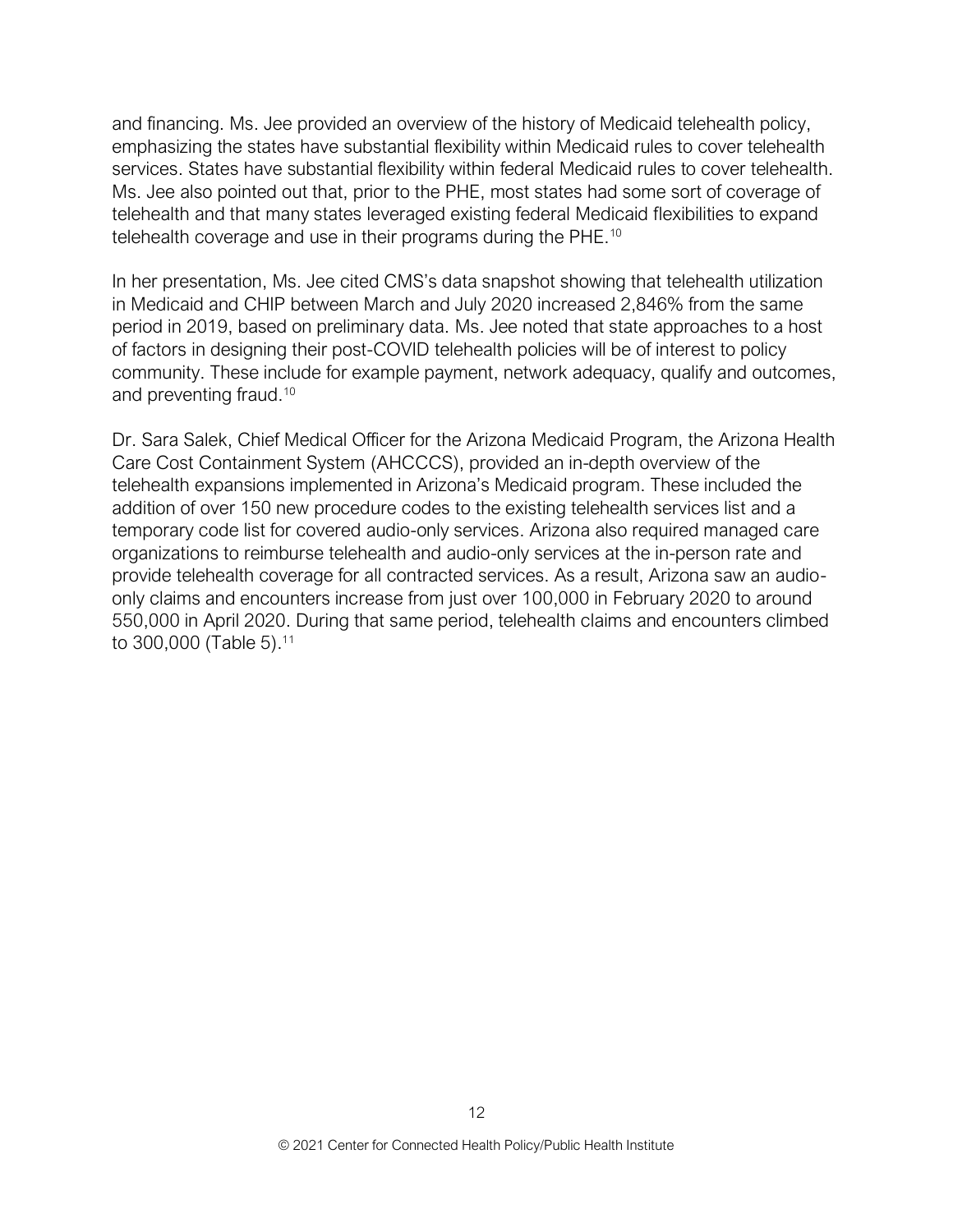and financing. Ms. Jee provided an overview of the history of Medicaid telehealth policy, emphasizing the states have substantial flexibility within Medicaid rules to cover telehealth services. States have substantial flexibility within federal Medicaid rules to cover telehealth. Ms. Jee also pointed out that, prior to the PHE, most states had some sort of coverage of telehealth and that many states leveraged existing federal Medicaid flexibilities to expand telehealth coverage and use in their programs during the PHE.[10]

In her presentation, Ms. Jee cited CMS's data snapshot showing that telehealth utilization in Medicaid and CHIP between March and July 2020 increased 2,846% from the same period in 2019, based on preliminary data. Ms. Jee noted that state approaches to a host of factors in designing their post-COVID telehealth policies will be of interest to policy community. These include for example payment, network adequacy, qualify and outcomes, and preventing fraud.[10]

Dr. Sara Salek, Chief Medical Officer for the Arizona Medicaid Program, the Arizona Health Care Cost Containment System (AHCCCS), provided an in-depth overview of the telehealth expansions implemented in Arizona's Medicaid program. These included the addition of over 150 new procedure codes to the existing telehealth services list and a temporary code list for covered audio-only services. Arizona also required managed care organizations to reimburse telehealth and audio-only services at the in-person rate and provide telehealth coverage for all contracted services. As a result, Arizona saw an audio-only claims and encounters increase from just over 100,000 in February 2020 to around 550,000 in April 2020. During that same period, telehealth claims and encounters climbed to 300,000 (Table 5).[11]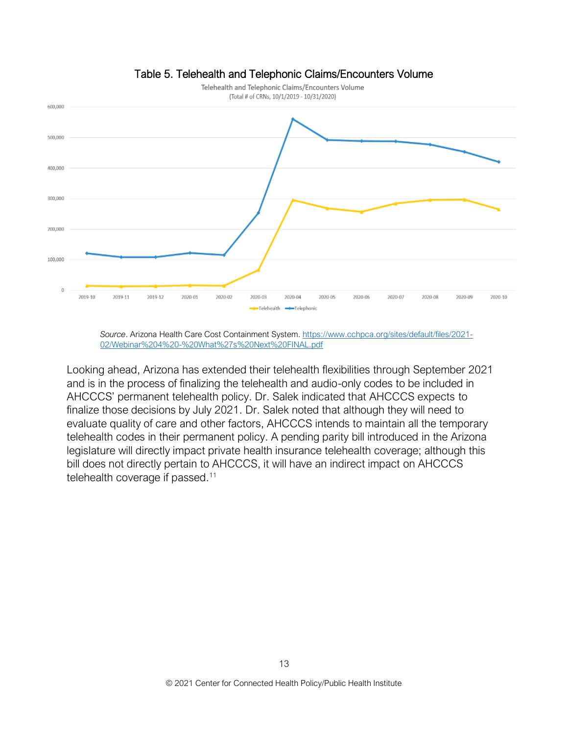### Table 5. Telehealth and Telephonic Claims/Encounters Volume

*Source*. Arizona Health Care Cost Containment System. [https://www.cchpca.org/sites/default/files/2021-02/Webinar%204%20-%20What%27s%20Next%20FINAL.pdf](https://www.cchpca.org/sites/default/files/2021-02/Webinar%204%20-%20What%27s%20Next%20FINAL.pdf)

Looking ahead, Arizona has extended their telehealth flexibilities through September 2021 and is in the process of finalizing the telehealth and audio-only codes to be included in AHCCCS' permanent telehealth policy. Dr. Salek indicated that AHCCCS expects to finalize those decisions by July 2021. Dr. Salek noted that although they will need to evaluate quality of care and other factors, AHCCCS intends to maintain all the temporary telehealth codes in their permanent policy. A pending parity bill introduced in the Arizona legislature will directly impact private health insurance telehealth coverage; although this bill does not directly pertain to AHCCCS, it will have an indirect impact on AHCCCS telehealth coverage if passed.[11]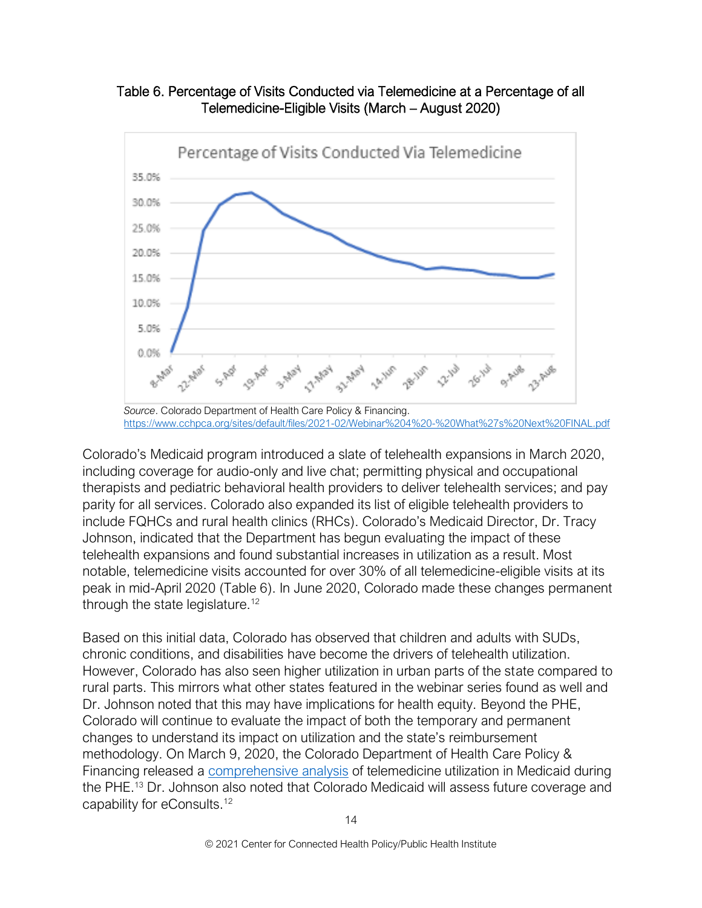Table 6. Percentage of Visits Conducted via Telemedicine at a Percentage of all Telemedicine-Eligible Visits (March – August 2020)

*Source*. Colorado Department of Health Care Policy & Financing. https://www.cchpca.org/sites/default/files/2021-02/Webinar%204%20-%20What%27s%20Next%20FINAL.pdf

Colorado's Medicaid program introduced a slate of telehealth expansions in March 2020, including coverage for audio-only and live chat; permitting physical and occupational therapists and pediatric behavioral health providers to deliver telehealth services; and pay parity for all services. Colorado also expanded its list of eligible telehealth providers to include FQHCs and rural health clinics (RHCs). Colorado's Medicaid Director, Dr. Tracy Johnson, indicated that the Department has begun evaluating the impact of these telehealth expansions and found substantial increases in utilization as a result. Most notable, telemedicine visits accounted for over 30% of all telemedicine-eligible visits at its peak in mid-April 2020 (Table 6). In June 2020, Colorado made these changes permanent through the state legislature.[12]

Based on this initial data, Colorado has observed that children and adults with SUDs, chronic conditions, and disabilities have become the drivers of telehealth utilization. However, Colorado has also seen higher utilization in urban parts of the state compared to rural parts. This mirrors what other states featured in the webinar series found as well and Dr. Johnson noted that this may have implications for health equity. Beyond the PHE, Colorado will continue to evaluate the impact of both the temporary and permanent changes to understand its impact on utilization and the state's reimbursement methodology. On March 9, 2020, the Colorado Department of Health Care Policy & Financing released a comprehensive analysis of telemedicine utilization in Medicaid during the PHE.[13] Dr. Johnson also noted that Colorado Medicaid will assess future coverage and capability for eConsults.[12]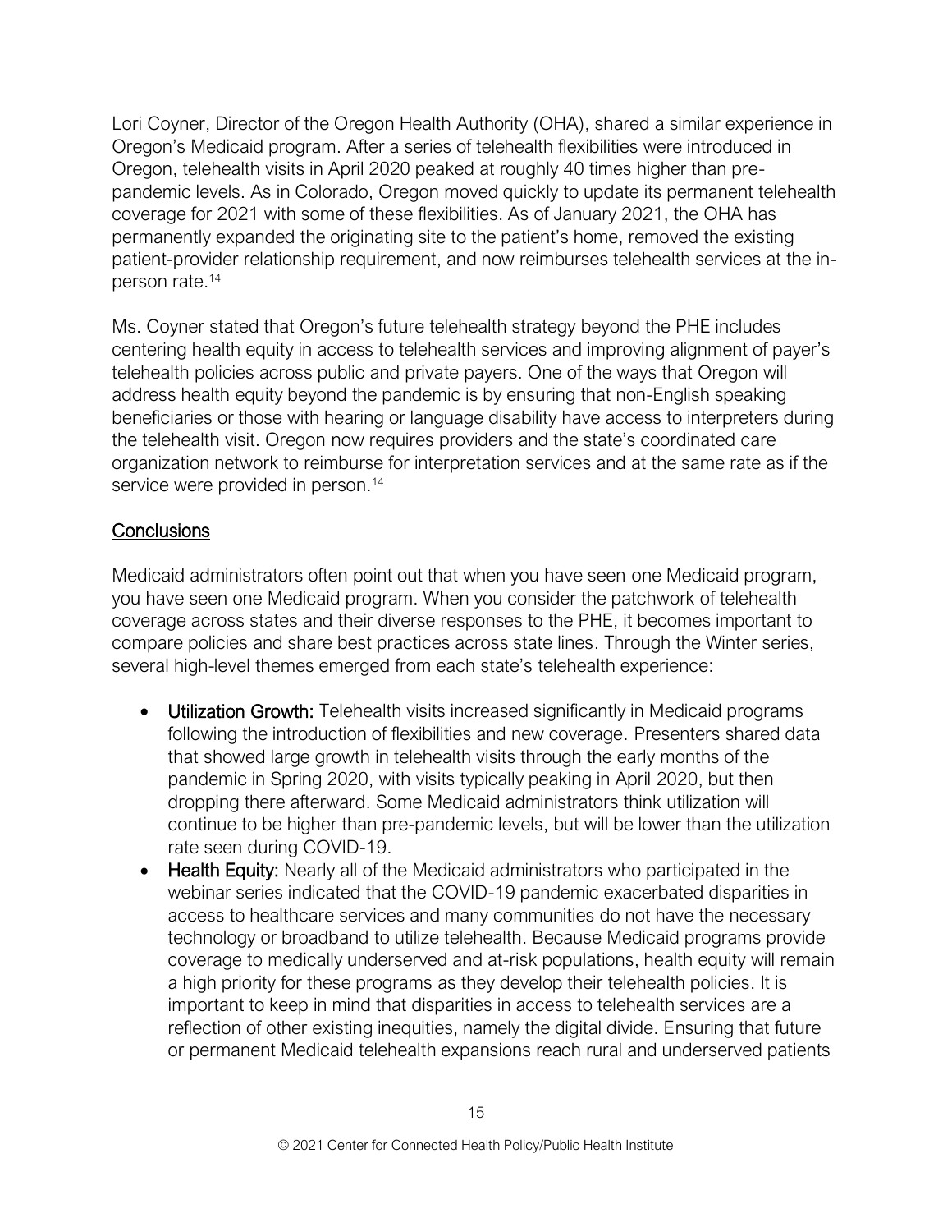Lori Coyner, Director of the Oregon Health Authority (OHA), shared a similar experience in Oregon's Medicaid program. After a series of telehealth flexibilities were introduced in Oregon, telehealth visits in April 2020 peaked at roughly 40 times higher than pre-pandemic levels. As in Colorado, Oregon moved quickly to update its permanent telehealth coverage for 2021 with some of these flexibilities. As of January 2021, the OHA has permanently expanded the originating site to the patient's home, removed the existing patient-provider relationship requirement, and now reimburses telehealth services at the in-person rate.[14]

Ms. Coyner stated that Oregon's future telehealth strategy beyond the PHE includes centering health equity in access to telehealth services and improving alignment of payer's telehealth policies across public and private payers. One of the ways that Oregon will address health equity beyond the pandemic is by ensuring that non-English speaking beneficiaries or those with hearing or language disability have access to interpreters during the telehealth visit. Oregon now requires providers and the state's coordinated care organization network to reimburse for interpretation services and at the same rate as if the service were provided in person.[14]

## Conclusions

Medicaid administrators often point out that when you have seen one Medicaid program, you have seen one Medicaid program. When you consider the patchwork of telehealth coverage across states and their diverse responses to the PHE, it becomes important to compare policies and share best practices across state lines. Through the Winter series, several high-level themes emerged from each state's telehealth experience:

- **Utilization Growth:** Telehealth visits increased significantly in Medicaid programs following the introduction of flexibilities and new coverage. Presenters shared data that showed large growth in telehealth visits through the early months of the pandemic in Spring 2020, with visits typically peaking in April 2020, but then dropping there afterward. Some Medicaid administrators think utilization will continue to be higher than pre-pandemic levels, but will be lower than the utilization rate seen during COVID-19.
- **Health Equity:** Nearly all of the Medicaid administrators who participated in the webinar series indicated that the COVID-19 pandemic exacerbated disparities in access to healthcare services and many communities do not have the necessary technology or broadband to utilize telehealth. Because Medicaid programs provide coverage to medically underserved and at-risk populations, health equity will remain a high priority for these programs as they develop their telehealth policies. It is important to keep in mind that disparities in access to telehealth services are a reflection of other existing inequities, namely the digital divide. Ensuring that future or permanent Medicaid telehealth expansions reach rural and underserved patients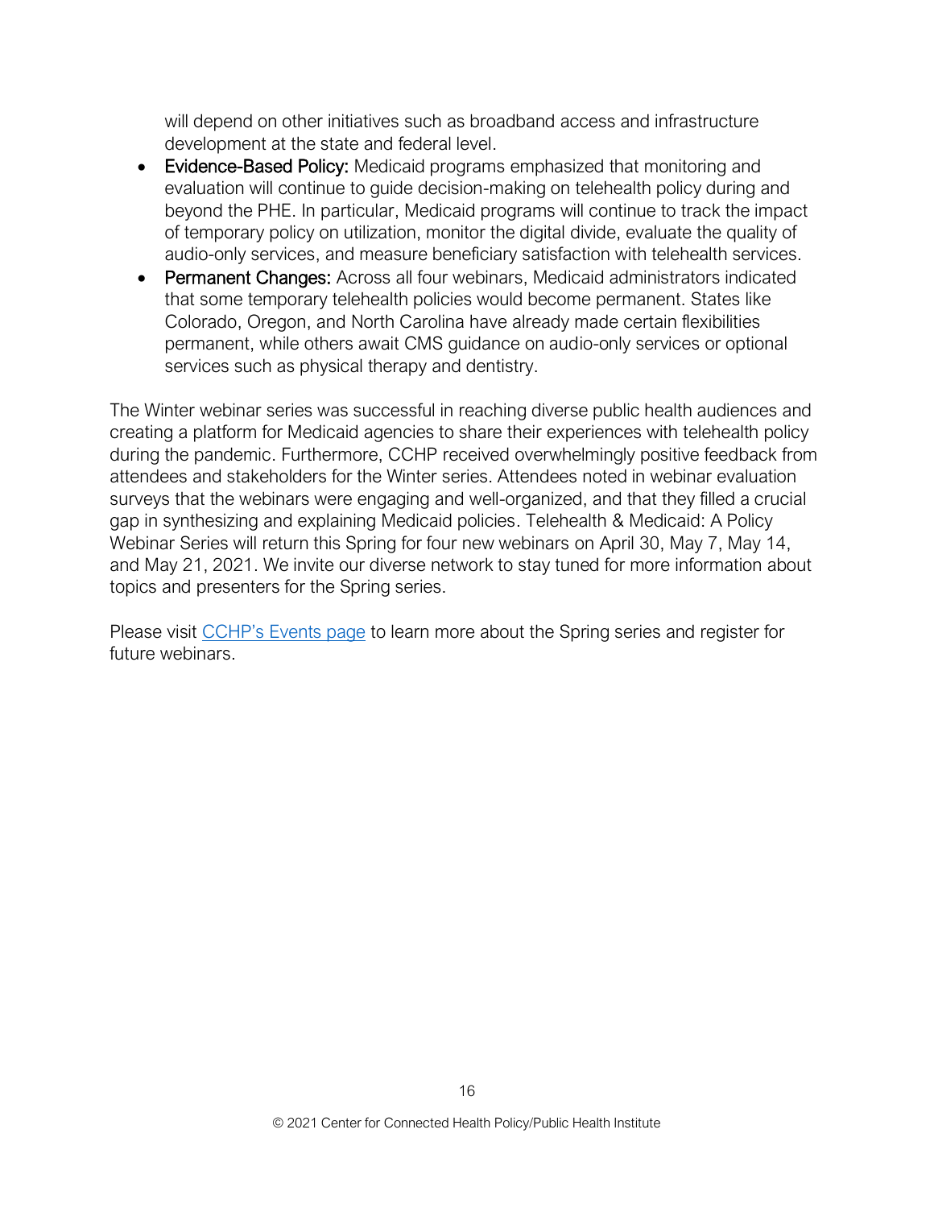will depend on other initiatives such as broadband access and infrastructure development at the state and federal level.

- **Evidence-Based Policy:** Medicaid programs emphasized that monitoring and evaluation will continue to guide decision-making on telehealth policy during and beyond the PHE. In particular, Medicaid programs will continue to track the impact of temporary policy on utilization, monitor the digital divide, evaluate the quality of audio-only services, and measure beneficiary satisfaction with telehealth services.
- **Permanent Changes:** Across all four webinars, Medicaid administrators indicated that some temporary telehealth policies would become permanent. States like Colorado, Oregon, and North Carolina have already made certain flexibilities permanent, while others await CMS guidance on audio-only services or optional services such as physical therapy and dentistry.

The Winter webinar series was successful in reaching diverse public health audiences and creating a platform for Medicaid agencies to share their experiences with telehealth policy during the pandemic. Furthermore, CCHP received overwhelmingly positive feedback from attendees and stakeholders for the Winter series. Attendees noted in webinar evaluation surveys that the webinars were engaging and well-organized, and that they filled a crucial gap in synthesizing and explaining Medicaid policies. Telehealth & Medicaid: A Policy Webinar Series will return this Spring for four new webinars on April 30, May 7, May 14, and May 21, 2021. We invite our diverse network to stay tuned for more information about topics and presenters for the Spring series.

Please visit [CCHP's Events page] to learn more about the Spring series and register for future webinars.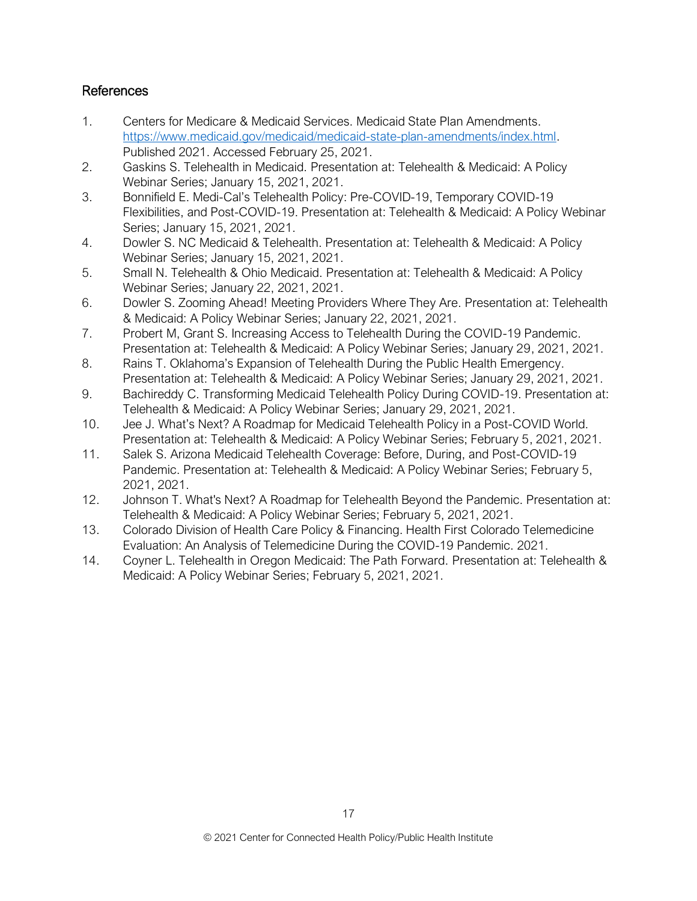## References

1. Centers for Medicare & Medicaid Services. Medicaid State Plan Amendments. https://www.medicaid.gov/medicaid/medicaid-state-plan-amendments/index.html. Published 2021. Accessed February 25, 2021.
2. Gaskins S. Telehealth in Medicaid. Presentation at: Telehealth & Medicaid: A Policy Webinar Series; January 15, 2021, 2021.
3. Bonnifield E. Medi-Cal's Telehealth Policy: Pre-COVID-19, Temporary COVID-19 Flexibilities, and Post-COVID-19. Presentation at: Telehealth & Medicaid: A Policy Webinar Series; January 15, 2021, 2021.
4. Dowler S. NC Medicaid & Telehealth. Presentation at: Telehealth & Medicaid: A Policy Webinar Series; January 15, 2021, 2021.
5. Small N. Telehealth & Ohio Medicaid. Presentation at: Telehealth & Medicaid: A Policy Webinar Series; January 22, 2021, 2021.
6. Dowler S. Zooming Ahead! Meeting Providers Where They Are. Presentation at: Telehealth & Medicaid: A Policy Webinar Series; January 22, 2021, 2021.
7. Probert M, Grant S. Increasing Access to Telehealth During the COVID-19 Pandemic. Presentation at: Telehealth & Medicaid: A Policy Webinar Series; January 29, 2021, 2021.
8. Rains T. Oklahoma's Expansion of Telehealth During the Public Health Emergency. Presentation at: Telehealth & Medicaid: A Policy Webinar Series; January 29, 2021, 2021.
9. Bachireddy C. Transforming Medicaid Telehealth Policy During COVID-19. Presentation at: Telehealth & Medicaid: A Policy Webinar Series; January 29, 2021, 2021.
10. Jee J. What's Next? A Roadmap for Medicaid Telehealth Policy in a Post-COVID World. Presentation at: Telehealth & Medicaid: A Policy Webinar Series; February 5, 2021, 2021.
11. Salek S. Arizona Medicaid Telehealth Coverage: Before, During, and Post-COVID-19 Pandemic. Presentation at: Telehealth & Medicaid: A Policy Webinar Series; February 5, 2021, 2021.
12. Johnson T. What's Next? A Roadmap for Telehealth Beyond the Pandemic. Presentation at: Telehealth & Medicaid: A Policy Webinar Series; February 5, 2021, 2021.
13. Colorado Division of Health Care Policy & Financing. Health First Colorado Telemedicine Evaluation: An Analysis of Telemedicine During the COVID-19 Pandemic. 2021.
14. Coyner L. Telehealth in Oregon Medicaid: The Path Forward. Presentation at: Telehealth & Medicaid: A Policy Webinar Series; February 5, 2021, 2021.

© 2021 Center for Connected Health Policy/Public Health Institute